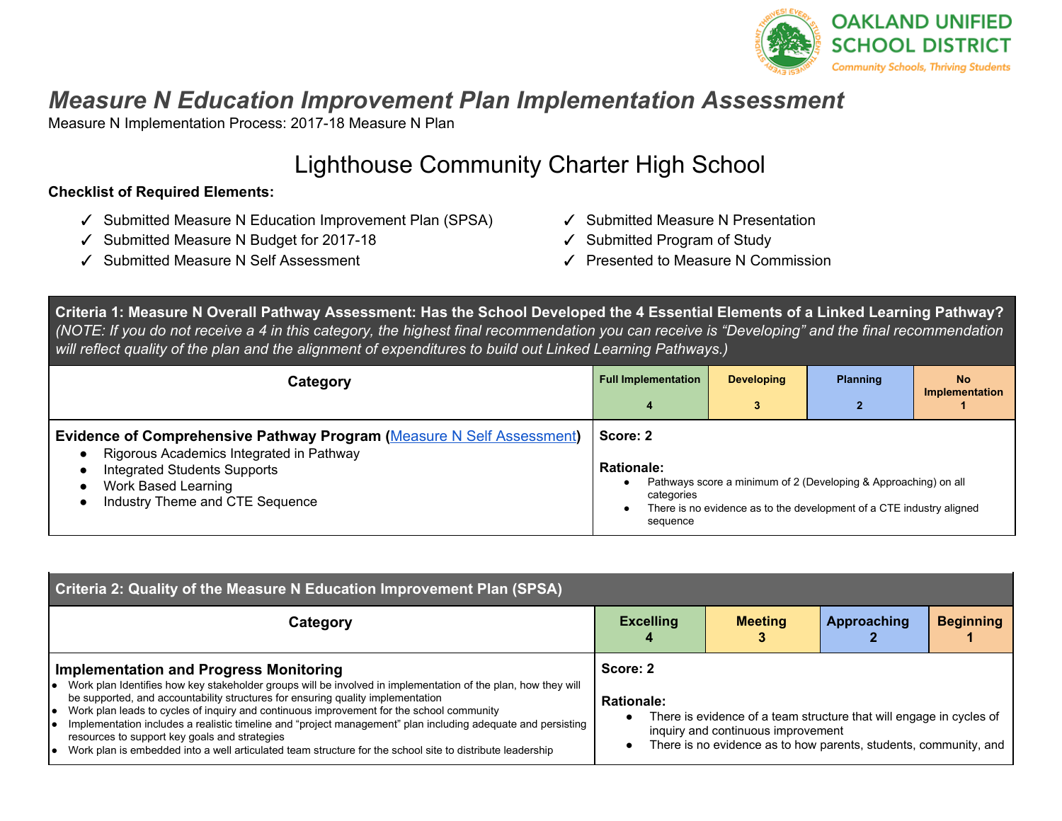# *Measure N Education Improvement Plan Implementation Assessment*

Measure N Implementation Process: 2017-18 Measure N Plan

## Lighthouse Community Charter High School

**Checklist of Required Elements:**

- ✓ Submitted Measure N Education Improvement Plan (SPSA)
- ✓ Submitted Measure N Budget for 2017-18
- ✓ Submitted Measure N Self Assessment
- ✓ Submitted Measure N Presentation
- ✓ Submitted Program of Study
- ✓ Presented to Measure N Commission

**Criteria 1: Measure N Overall Pathway Assessment: Has the School Developed the 4 Essential Elements of a Linked Learning Pathway?** *(NOTE: If you do not receive a 4 in this category, the highest final recommendation you can receive is "Developing" and the final recommendation will reflect quality of the plan and the alignment of expenditures to build out Linked Learning Pathways.)*

| Category | Full Implementation 4 | Developing 3 | Planning 2 | No Implementation 1 |
|---|---|---|---|---|
| **Evidence of Comprehensive Pathway Program** (Measure N Self Assessment)<br>● Rigorous Academics Integrated in Pathway<br>● Integrated Students Supports<br>● Work Based Learning<br>● Industry Theme and CTE Sequence | **Score: 2**<br><br>**Rationale:**<br>● Pathways score a minimum of 2 (Developing & Approaching) on all categories<br>● There is no evidence as to the development of a CTE industry aligned sequence | | | |

**Criteria 2: Quality of the Measure N Education Improvement Plan (SPSA)**

| Category | Excelling 4 | Meeting 3 | Approaching 2 | Beginning 1 |
|---|---|---|---|---|
| **Implementation and Progress Monitoring**<br>● Work plan Identifies how key stakeholder groups will be involved in implementation of the plan, how they will be supported, and accountability structures for ensuring quality implementation<br>● Work plan leads to cycles of inquiry and continuous improvement for the school community<br>● Implementation includes a realistic timeline and "project management" plan including adequate and persisting resources to support key goals and strategies<br>● Work plan is embedded into a well articulated team structure for the school site to distribute leadership | **Score: 2**<br><br>**Rationale:**<br>● There is evidence of a team structure that will engage in cycles of inquiry and continuous improvement<br>● There is no evidence as to how parents, students, community, and | | | |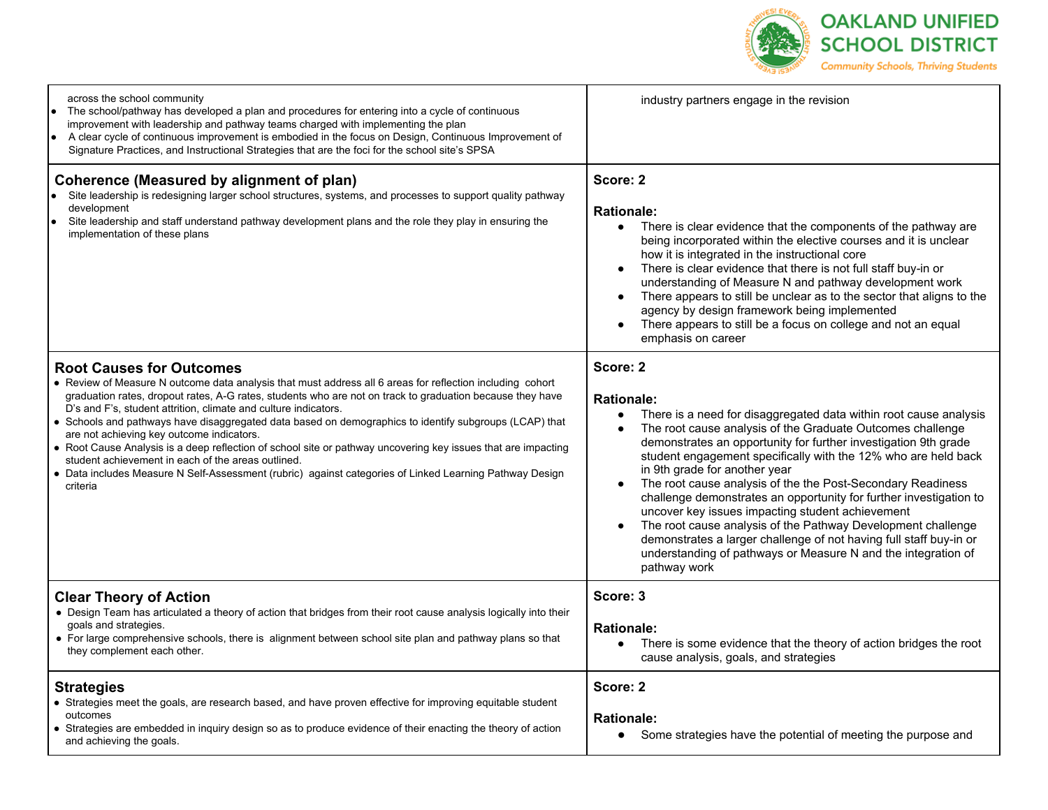| | |
|---|---|
| across the school community<br>• The school/pathway has developed a plan and procedures for entering into a cycle of continuous improvement with leadership and pathway teams charged with implementing the plan<br>• A clear cycle of continuous improvement is embodied in the focus on Design, Continuous Improvement of Signature Practices, and Instructional Strategies that are the foci for the school site's SPSA | industry partners engage in the revision |
| **Coherence (Measured by alignment of plan)**<br>• Site leadership is redesigning larger school structures, systems, and processes to support quality pathway development<br>• Site leadership and staff understand pathway development plans and the role they play in ensuring the implementation of these plans | **Score: 2**<br><br>**Rationale:**<br>• There is clear evidence that the components of the pathway are being incorporated within the elective courses and it is unclear how it is integrated in the instructional core<br>• There is clear evidence that there is not full staff buy-in or understanding of Measure N and pathway development work<br>• There appears to still be unclear as to the sector that aligns to the agency by design framework being implemented<br>• There appears to still be a focus on college and not an equal emphasis on career |
| **Root Causes for Outcomes**<br>• Review of Measure N outcome data analysis that must address all 6 areas for reflection including cohort graduation rates, dropout rates, A-G rates, students who are not on track to graduation because they have D's and F's, student attrition, climate and culture indicators.<br>• Schools and pathways have disaggregated data based on demographics to identify subgroups (LCAP) that are not achieving key outcome indicators.<br>• Root Cause Analysis is a deep reflection of school site or pathway uncovering key issues that are impacting student achievement in each of the areas outlined.<br>• Data includes Measure N Self-Assessment (rubric) against categories of Linked Learning Pathway Design criteria | **Score: 2**<br><br>**Rationale:**<br>• There is a need for disaggregated data within root cause analysis<br>• The root cause analysis of the Graduate Outcomes challenge demonstrates an opportunity for further investigation 9th grade student engagement specifically with the 12% who are held back in 9th grade for another year<br>• The root cause analysis of the the Post-Secondary Readiness challenge demonstrates an opportunity for further investigation to uncover key issues impacting student achievement<br>• The root cause analysis of the Pathway Development challenge demonstrates a larger challenge of not having full staff buy-in or understanding of pathways or Measure N and the integration of pathway work |
| **Clear Theory of Action**<br>• Design Team has articulated a theory of action that bridges from their root cause analysis logically into their goals and strategies.<br>• For large comprehensive schools, there is alignment between school site plan and pathway plans so that they complement each other. | **Score: 3**<br><br>**Rationale:**<br>• There is some evidence that the theory of action bridges the root cause analysis, goals, and strategies |
| **Strategies**<br>• Strategies meet the goals, are research based, and have proven effective for improving equitable student outcomes<br>• Strategies are embedded in inquiry design so as to produce evidence of their enacting the theory of action and achieving the goals. | **Score: 2**<br><br>**Rationale:**<br>• Some strategies have the potential of meeting the purpose and |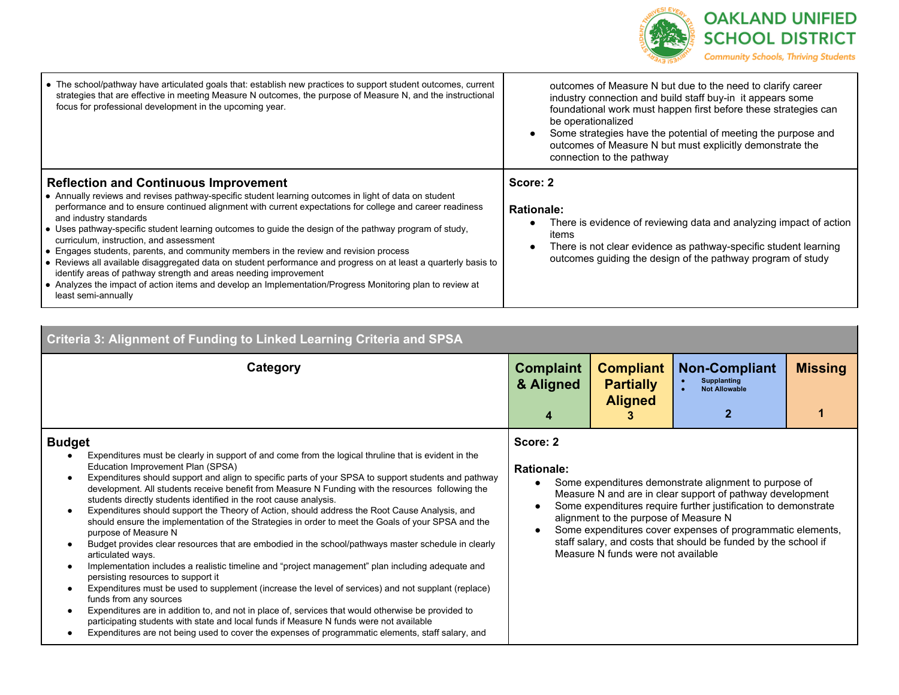| | |
|---|---|
| • The school/pathway have articulated goals that: establish new practices to support student outcomes, current strategies that are effective in meeting Measure N outcomes, the purpose of Measure N, and the instructional focus for professional development in the upcoming year. | outcomes of Measure N but due to the need to clarify career industry connection and build staff buy-in it appears some foundational work must happen first before these strategies can be operationalized<br>• Some strategies have the potential of meeting the purpose and outcomes of Measure N but must explicitly demonstrate the connection to the pathway |
| **Reflection and Continuous Improvement**<br>• Annually reviews and revises pathway-specific student learning outcomes in light of data on student performance and to ensure continued alignment with current expectations for college and career readiness and industry standards<br>• Uses pathway-specific student learning outcomes to guide the design of the pathway program of study, curriculum, instruction, and assessment<br>• Engages students, parents, and community members in the review and revision process<br>• Reviews all available disaggregated data on student performance and progress on at least a quarterly basis to identify areas of pathway strength and areas needing improvement<br>• Analyzes the impact of action items and develop an Implementation/Progress Monitoring plan to review at least semi-annually | **Score: 2**<br><br>**Rationale:**<br>• There is evidence of reviewing data and analyzing impact of action items<br>• There is not clear evidence as pathway-specific student learning outcomes guiding the design of the pathway program of study |

## Criteria 3: Alignment of Funding to Linked Learning Criteria and SPSA

| Category | Complaint & Aligned 4 | Compliant Partially Aligned 3 | Non-Compliant • Supplanting • Not Allowable 2 | Missing 1 |
|---|---|---|---|---|
| **Budget**<br>• Expenditures must be clearly in support of and come from the logical thruline that is evident in the Education Improvement Plan (SPSA)<br>• Expenditures should support and align to specific parts of your SPSA to support students and pathway development. All students receive benefit from Measure N Funding with the resources following the students directly students identified in the root cause analysis.<br>• Expenditures should support the Theory of Action, should address the Root Cause Analysis, and should ensure the implementation of the Strategies in order to meet the Goals of your SPSA and the purpose of Measure N<br>• Budget provides clear resources that are embodied in the school/pathways master schedule in clearly articulated ways.<br>• Implementation includes a realistic timeline and "project management" plan including adequate and persisting resources to support it<br>• Expenditures must be used to supplement (increase the level of services) and not supplant (replace) funds from any sources<br>• Expenditures are in addition to, and not in place of, services that would otherwise be provided to participating students with state and local funds if Measure N funds were not available<br>• Expenditures are not being used to cover the expenses of programmatic elements, staff salary, and | **Score: 2**<br><br>**Rationale:**<br>• Some expenditures demonstrate alignment to purpose of Measure N and are in clear support of pathway development<br>• Some expenditures require further justification to demonstrate alignment to the purpose of Measure N<br>• Some expenditures cover expenses of programmatic elements, staff salary, and costs that should be funded by the school if Measure N funds were not available | | | |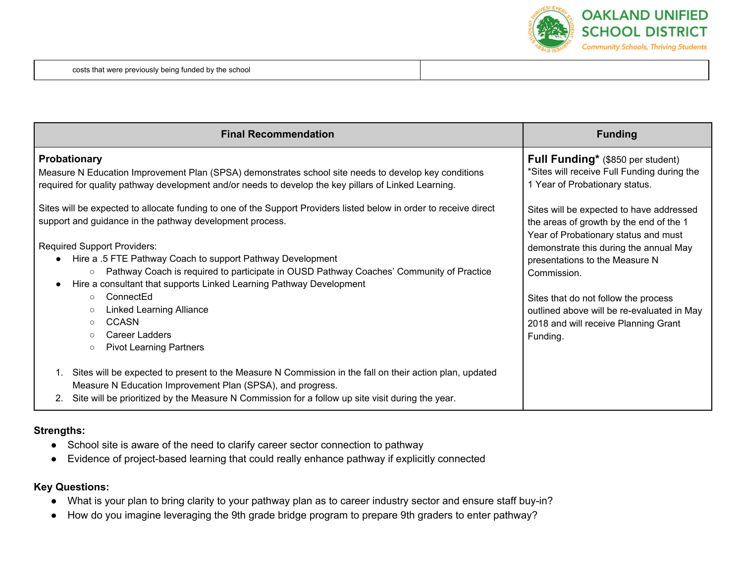| costs that were previously being funded by the school | |
|---|---|

| Final Recommendation | Funding |
|---|---|
| **Probationary**<br>Measure N Education Improvement Plan (SPSA) demonstrates school site needs to develop key conditions required for quality pathway development and/or needs to develop the key pillars of Linked Learning.<br><br>Sites will be expected to allocate funding to one of the Support Providers listed below in order to receive direct support and guidance in the pathway development process.<br><br>Required Support Providers:<br>● Hire a .5 FTE Pathway Coach to support Pathway Development<br>&nbsp;&nbsp;&nbsp;&nbsp;○ Pathway Coach is required to participate in OUSD Pathway Coaches' Community of Practice<br>● Hire a consultant that supports Linked Learning Pathway Development<br>&nbsp;&nbsp;&nbsp;&nbsp;○ ConnectEd<br>&nbsp;&nbsp;&nbsp;&nbsp;○ Linked Learning Alliance<br>&nbsp;&nbsp;&nbsp;&nbsp;○ CCASN<br>&nbsp;&nbsp;&nbsp;&nbsp;○ Career Ladders<br>&nbsp;&nbsp;&nbsp;&nbsp;○ Pivot Learning Partners<br><br>1. Sites will be expected to present to the Measure N Commission in the fall on their action plan, updated Measure N Education Improvement Plan (SPSA), and progress.<br>2. Site will be prioritized by the Measure N Commission for a follow up site visit during the year. | **Full Funding*** ($850 per student)<br>*Sites will receive Full Funding during the 1 Year of Probationary status.<br><br>Sites will be expected to have addressed the areas of growth by the end of the 1 Year of Probationary status and must demonstrate this during the annual May presentations to the Measure N Commission.<br><br>Sites that do not follow the process outlined above will be re-evaluated in May 2018 and will receive Planning Grant Funding. |

**Strengths:**

- School site is aware of the need to clarify career sector connection to pathway
- Evidence of project-based learning that could really enhance pathway if explicitly connected

**Key Questions:**

- What is your plan to bring clarity to your pathway plan as to career industry sector and ensure staff buy-in?
- How do you imagine leveraging the 9th grade bridge program to prepare 9th graders to enter pathway?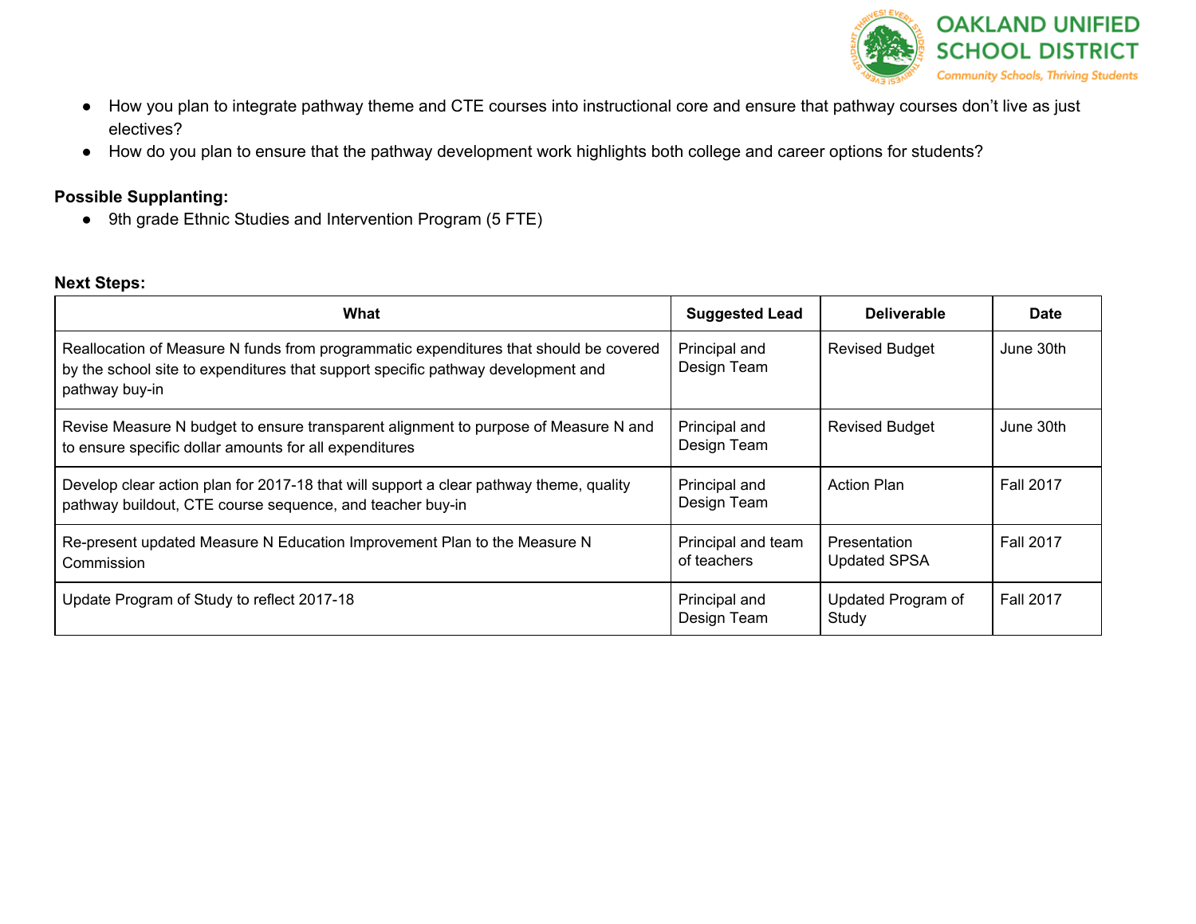- How you plan to integrate pathway theme and CTE courses into instructional core and ensure that pathway courses don't live as just electives?
- How do you plan to ensure that the pathway development work highlights both college and career options for students?

**Possible Supplanting:**

- 9th grade Ethnic Studies and Intervention Program (5 FTE)

**Next Steps:**

| What | Suggested Lead | Deliverable | Date |
|---|---|---|---|
| Reallocation of Measure N funds from programmatic expenditures that should be covered by the school site to expenditures that support specific pathway development and pathway buy-in | Principal and Design Team | Revised Budget | June 30th |
| Revise Measure N budget to ensure transparent alignment to purpose of Measure N and to ensure specific dollar amounts for all expenditures | Principal and Design Team | Revised Budget | June 30th |
| Develop clear action plan for 2017-18 that will support a clear pathway theme, quality pathway buildout, CTE course sequence, and teacher buy-in | Principal and Design Team | Action Plan | Fall 2017 |
| Re-present updated Measure N Education Improvement Plan to the Measure N Commission | Principal and team of teachers | Presentation Updated SPSA | Fall 2017 |
| Update Program of Study to reflect 2017-18 | Principal and Design Team | Updated Program of Study | Fall 2017 |